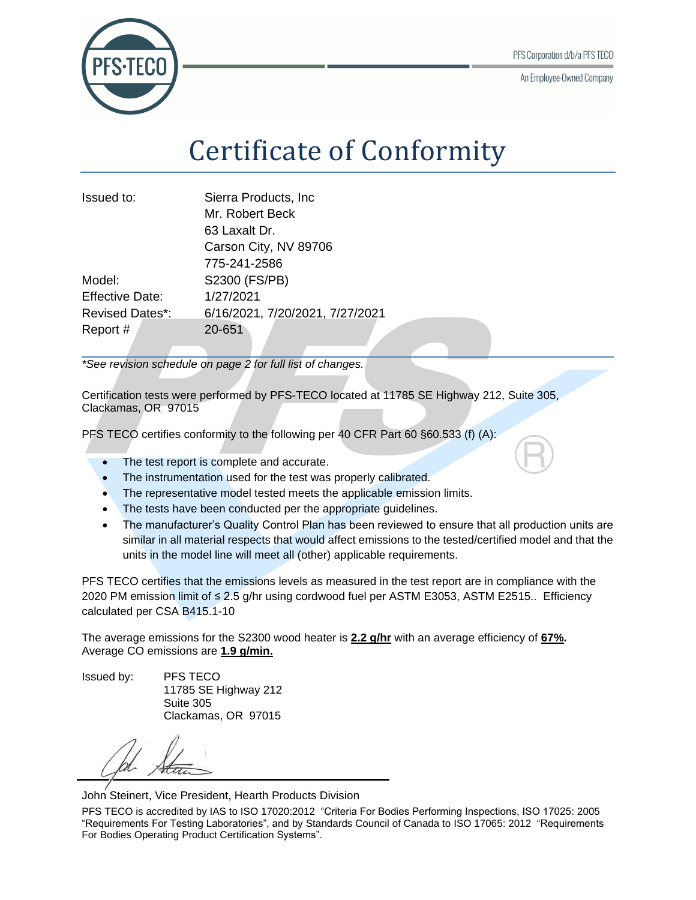PFS Corporation d/b/a PFS TECO

An Employee-Owned Company

# Certificate of Conformity

| | |
|---|---|
| Issued to: | Sierra Products, Inc<br>Mr. Robert Beck<br>63 Laxalt Dr.<br>Carson City, NV 89706<br>775-241-2586 |
| Model: | S2300 (FS/PB) |
| Effective Date: | 1/27/2021 |
| Revised Dates*: | 6/16/2021, 7/20/2021, 7/27/2021 |
| Report # | 20-651 |

*\*See revision schedule on page 2 for full list of changes.*

Certification tests were performed by PFS-TECO located at 11785 SE Highway 212, Suite 305, Clackamas, OR 97015

PFS TECO certifies conformity to the following per 40 CFR Part 60 §60.533 (f) (A):

- The test report is complete and accurate.
- The instrumentation used for the test was properly calibrated.
- The representative model tested meets the applicable emission limits.
- The tests have been conducted per the appropriate guidelines.
- The manufacturer's Quality Control Plan has been reviewed to ensure that all production units are similar in all material respects that would affect emissions to the tested/certified model and that the units in the model line will meet all (other) applicable requirements.

PFS TECO certifies that the emissions levels as measured in the test report are in compliance with the 2020 PM emission limit of ≤ 2.5 g/hr using cordwood fuel per ASTM E3053, ASTM E2515.. Efficiency calculated per CSA B415.1-10

The average emissions for the S2300 wood heater is **2.2 g/hr** with an average efficiency of **67%.** Average CO emissions are **1.9 g/min.**

Issued by: PFS TECO
11785 SE Highway 212
Suite 305
Clackamas, OR 97015

John Steinert, Vice President, Hearth Products Division

PFS TECO is accredited by IAS to ISO 17020:2012 "Criteria For Bodies Performing Inspections, ISO 17025: 2005 "Requirements For Testing Laboratories", and by Standards Council of Canada to ISO 17065: 2012 "Requirements For Bodies Operating Product Certification Systems".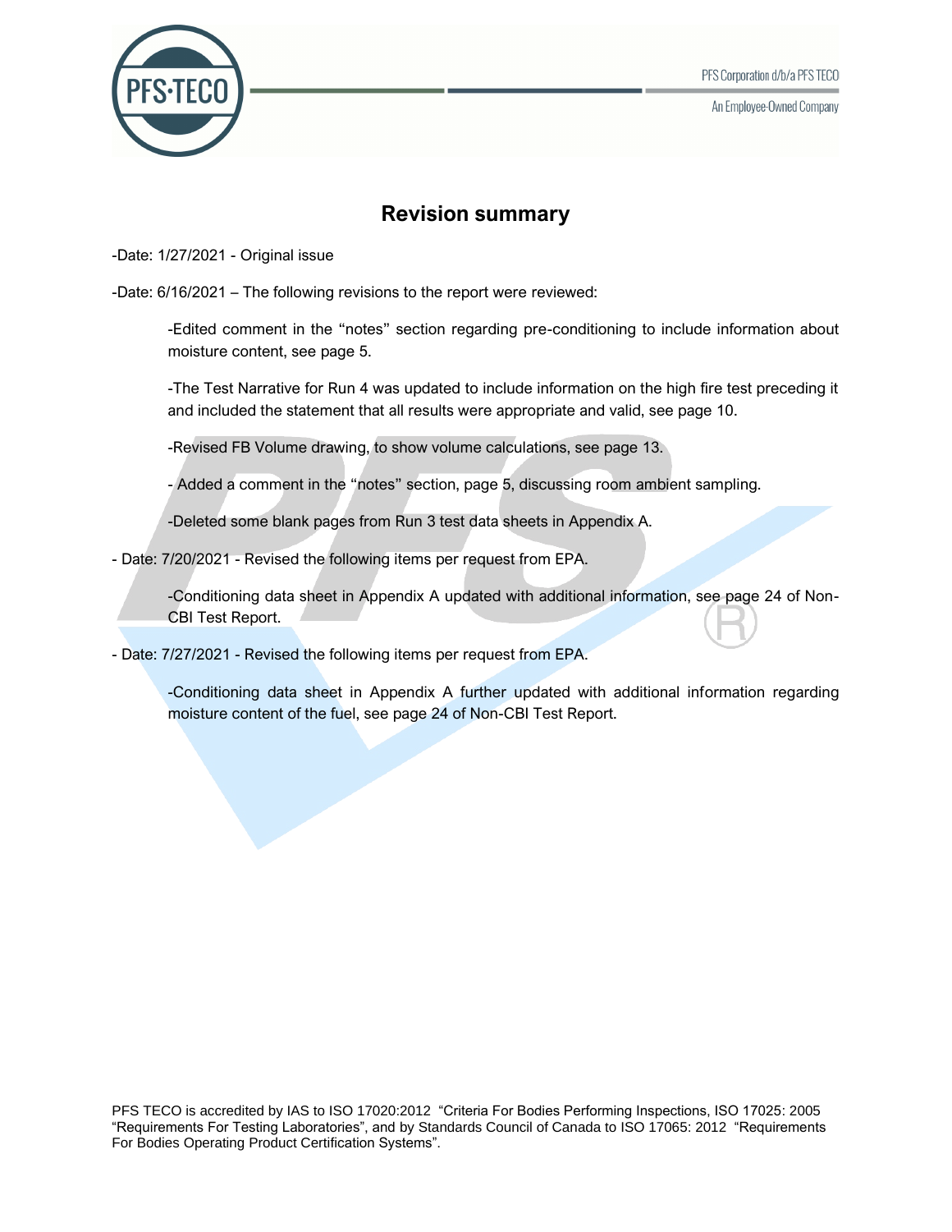## Revision summary

-Date: 1/27/2021 - Original issue

-Date: 6/16/2021 – The following revisions to the report were reviewed:

> -Edited comment in the "notes" section regarding pre-conditioning to include information about moisture content, see page 5.
>
> -The Test Narrative for Run 4 was updated to include information on the high fire test preceding it and included the statement that all results were appropriate and valid, see page 10.
>
> -Revised FB Volume drawing, to show volume calculations, see page 13.
>
> - Added a comment in the "notes" section, page 5, discussing room ambient sampling.
>
> -Deleted some blank pages from Run 3 test data sheets in Appendix A.

- Date: 7/20/2021 - Revised the following items per request from EPA.

> -Conditioning data sheet in Appendix A updated with additional information, see page 24 of Non-CBI Test Report.

- Date: 7/27/2021 - Revised the following items per request from EPA.

> -Conditioning data sheet in Appendix A further updated with additional information regarding moisture content of the fuel, see page 24 of Non-CBI Test Report.